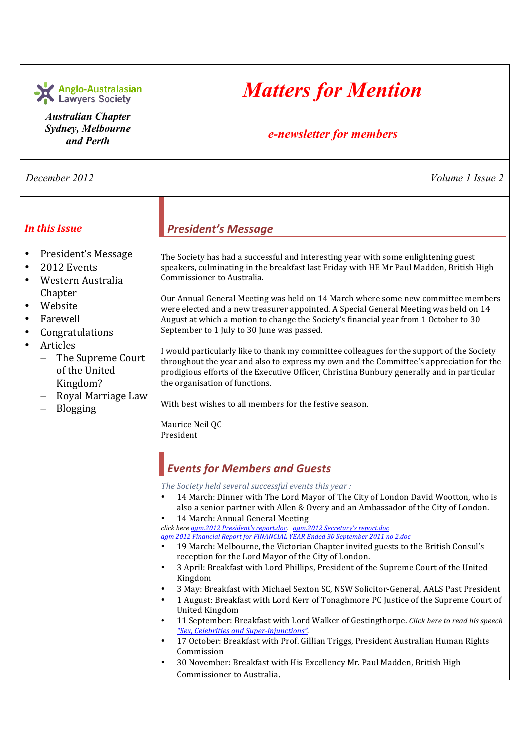Anglo-Australasian Lawyers Society

*Australian Chapter*
*Sydney, Melbourne and Perth*

# *Matters for Mention*

*e-newsletter for members*

*December 2012* *Volume 1 Issue 2*

### *In this Issue*

- President's Message
- 2012 Events
- Western Australia Chapter
- Website
- Farewell
- Congratulations
- Articles
  - The Supreme Court of the United Kingdom?
  - Royal Marriage Law
  - Blogging

## *President's Message*

The Society has had a successful and interesting year with some enlightening guest speakers, culminating in the breakfast last Friday with HE Mr Paul Madden, British High Commissioner to Australia.

Our Annual General Meeting was held on 14 March where some new committee members were elected and a new treasurer appointed. A Special General Meeting was held on 14 August at which a motion to change the Society's financial year from 1 October to 30 September to 1 July to 30 June was passed.

I would particularly like to thank my committee colleagues for the support of the Society throughout the year and also to express my own and the Committee's appreciation for the prodigious efforts of the Executive Officer, Christina Bunbury generally and in particular the organisation of functions.

With best wishes to all members for the festive season.

Maurice Neil QC
President

## *Events for Members and Guests*

*The Society held several successful events this year :*

- 14 March: Dinner with The Lord Mayor of The City of London David Wootton, who is also a senior partner with Allen & Overy and an Ambassador of the City of London.
- 14 March: Annual General Meeting

*click here agm.2012 President's report.doc. agm.2012 Secretary's report.doc agm 2012 Financial Report for FINANCIAL YEAR Ended 30 September 2011 no 2.doc*

- 19 March: Melbourne, the Victorian Chapter invited guests to the British Consul's reception for the Lord Mayor of the City of London.
- 3 April: Breakfast with Lord Phillips, President of the Supreme Court of the United Kingdom
- 3 May: Breakfast with Michael Sexton SC, NSW Solicitor-General, AALS Past President
- 1 August: Breakfast with Lord Kerr of Tonaghmore PC Justice of the Supreme Court of United Kingdom
- 11 September: Breakfast with Lord Walker of Gestingthorpe. *Click here to read his speech "Sex, Celebrities and Super-injunctions".*
- 17 October: Breakfast with Prof. Gillian Triggs, President Australian Human Rights Commission
- 30 November: Breakfast with His Excellency Mr. Paul Madden, British High Commissioner to Australia.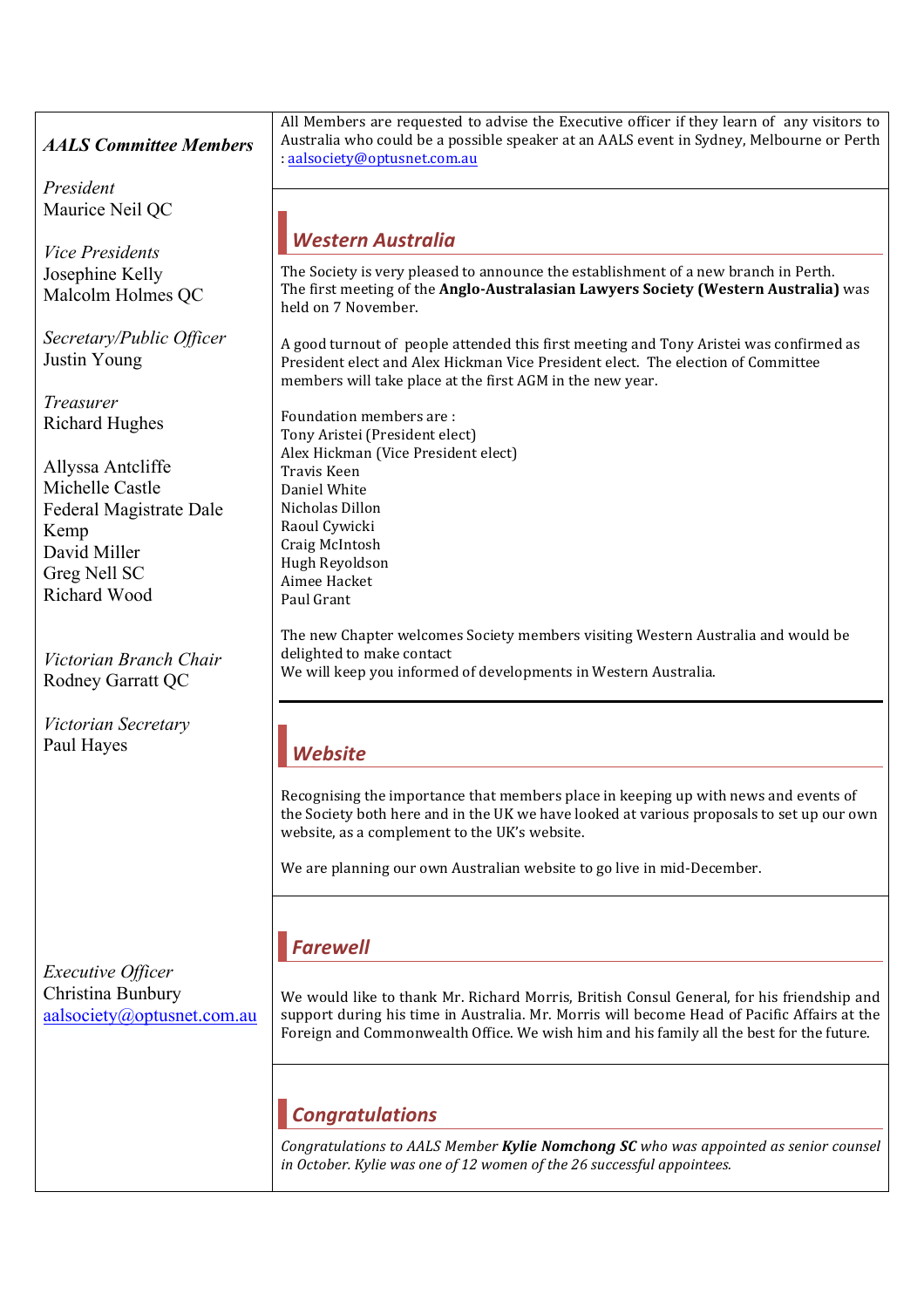*AALS Committee Members*

*President*
Maurice Neil QC

*Vice Presidents*
Josephine Kelly
Malcolm Holmes QC

*Secretary/Public Officer*
Justin Young

*Treasurer*
Richard Hughes

Allyssa Antcliffe
Michelle Castle
Federal Magistrate Dale Kemp
David Miller
Greg Nell SC
Richard Wood

*Victorian Branch Chair*
Rodney Garratt QC

*Victorian Secretary*
Paul Hayes

*Executive Officer*
Christina Bunbury
aalsociety@optusnet.com.au

All Members are requested to advise the Executive officer if they learn of any visitors to Australia who could be a possible speaker at an AALS event in Sydney, Melbourne or Perth : aalsociety@optusnet.com.au

## Western Australia

The Society is very pleased to announce the establishment of a new branch in Perth. The first meeting of the **Anglo-Australasian Lawyers Society (Western Australia)** was held on 7 November.

A good turnout of people attended this first meeting and Tony Aristei was confirmed as President elect and Alex Hickman Vice President elect. The election of Committee members will take place at the first AGM in the new year.

Foundation members are :
Tony Aristei (President elect)
Alex Hickman (Vice President elect)
Travis Keen
Daniel White
Nicholas Dillon
Raoul Cywicki
Craig McIntosh
Hugh Reyoldson
Aimee Hacket
Paul Grant

The new Chapter welcomes Society members visiting Western Australia and would be delighted to make contact
We will keep you informed of developments in Western Australia.

## Website

Recognising the importance that members place in keeping up with news and events of the Society both here and in the UK we have looked at various proposals to set up our own website, as a complement to the UK's website.

We are planning our own Australian website to go live in mid-December.

## Farewell

We would like to thank Mr. Richard Morris, British Consul General, for his friendship and support during his time in Australia. Mr. Morris will become Head of Pacific Affairs at the Foreign and Commonwealth Office. We wish him and his family all the best for the future.

## Congratulations

*Congratulations to AALS Member **Kylie Nomchong SC** who was appointed as senior counsel in October. Kylie was one of 12 women of the 26 successful appointees.*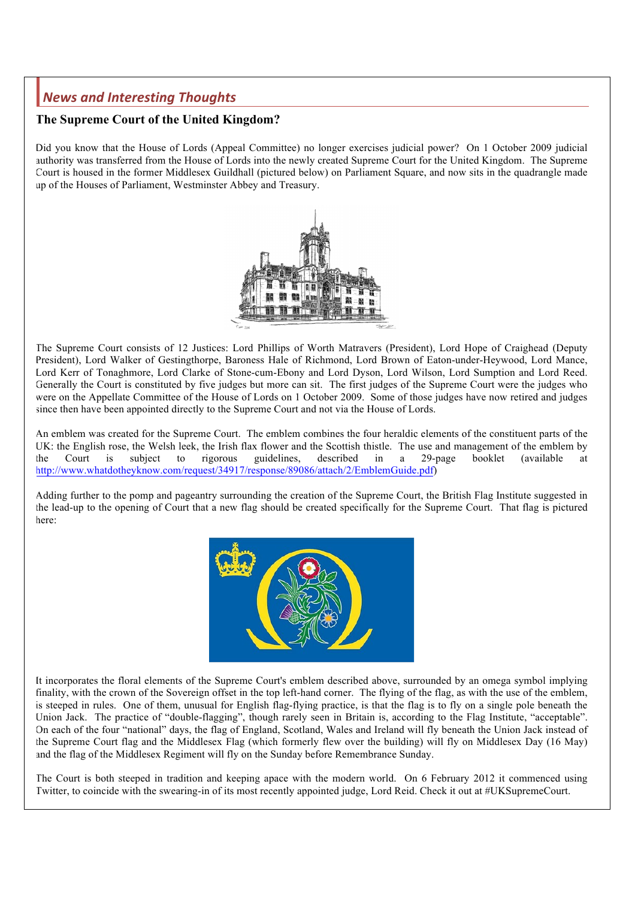## News and Interesting Thoughts

### The Supreme Court of the United Kingdom?

Did you know that the House of Lords (Appeal Committee) no longer exercises judicial power? On 1 October 2009 judicial authority was transferred from the House of Lords into the newly created Supreme Court for the United Kingdom. The Supreme Court is housed in the former Middlesex Guildhall (pictured below) on Parliament Square, and now sits in the quadrangle made up of the Houses of Parliament, Westminster Abbey and Treasury.

The Supreme Court consists of 12 Justices: Lord Phillips of Worth Matravers (President), Lord Hope of Craighead (Deputy President), Lord Walker of Gestingthorpe, Baroness Hale of Richmond, Lord Brown of Eaton-under-Heywood, Lord Mance, Lord Kerr of Tonaghmore, Lord Clarke of Stone-cum-Ebony and Lord Dyson, Lord Wilson, Lord Sumption and Lord Reed. Generally the Court is constituted by five judges but more can sit. The first judges of the Supreme Court were the judges who were on the Appellate Committee of the House of Lords on 1 October 2009. Some of those judges have now retired and judges since then have been appointed directly to the Supreme Court and not via the House of Lords.

An emblem was created for the Supreme Court. The emblem combines the four heraldic elements of the constituent parts of the UK: the English rose, the Welsh leek, the Irish flax flower and the Scottish thistle. The use and management of the emblem by the Court is subject to rigorous guidelines, described in a 29-page booklet (available at http://www.whatdotheyknow.com/request/34917/response/89086/attach/2/EmblemGuide.pdf)

Adding further to the pomp and pageantry surrounding the creation of the Supreme Court, the British Flag Institute suggested in the lead-up to the opening of Court that a new flag should be created specifically for the Supreme Court. That flag is pictured here:

It incorporates the floral elements of the Supreme Court's emblem described above, surrounded by an omega symbol implying finality, with the crown of the Sovereign offset in the top left-hand corner. The flying of the flag, as with the use of the emblem, is steeped in rules. One of them, unusual for English flag-flying practice, is that the flag is to fly on a single pole beneath the Union Jack. The practice of "double-flagging", though rarely seen in Britain is, according to the Flag Institute, "acceptable". On each of the four "national" days, the flag of England, Scotland, Wales and Ireland will fly beneath the Union Jack instead of the Supreme Court flag and the Middlesex Flag (which formerly flew over the building) will fly on Middlesex Day (16 May) and the flag of the Middlesex Regiment will fly on the Sunday before Remembrance Sunday.

The Court is both steeped in tradition and keeping apace with the modern world. On 6 February 2012 it commenced using Twitter, to coincide with the swearing-in of its most recently appointed judge, Lord Reid. Check it out at #UKSupremeCourt.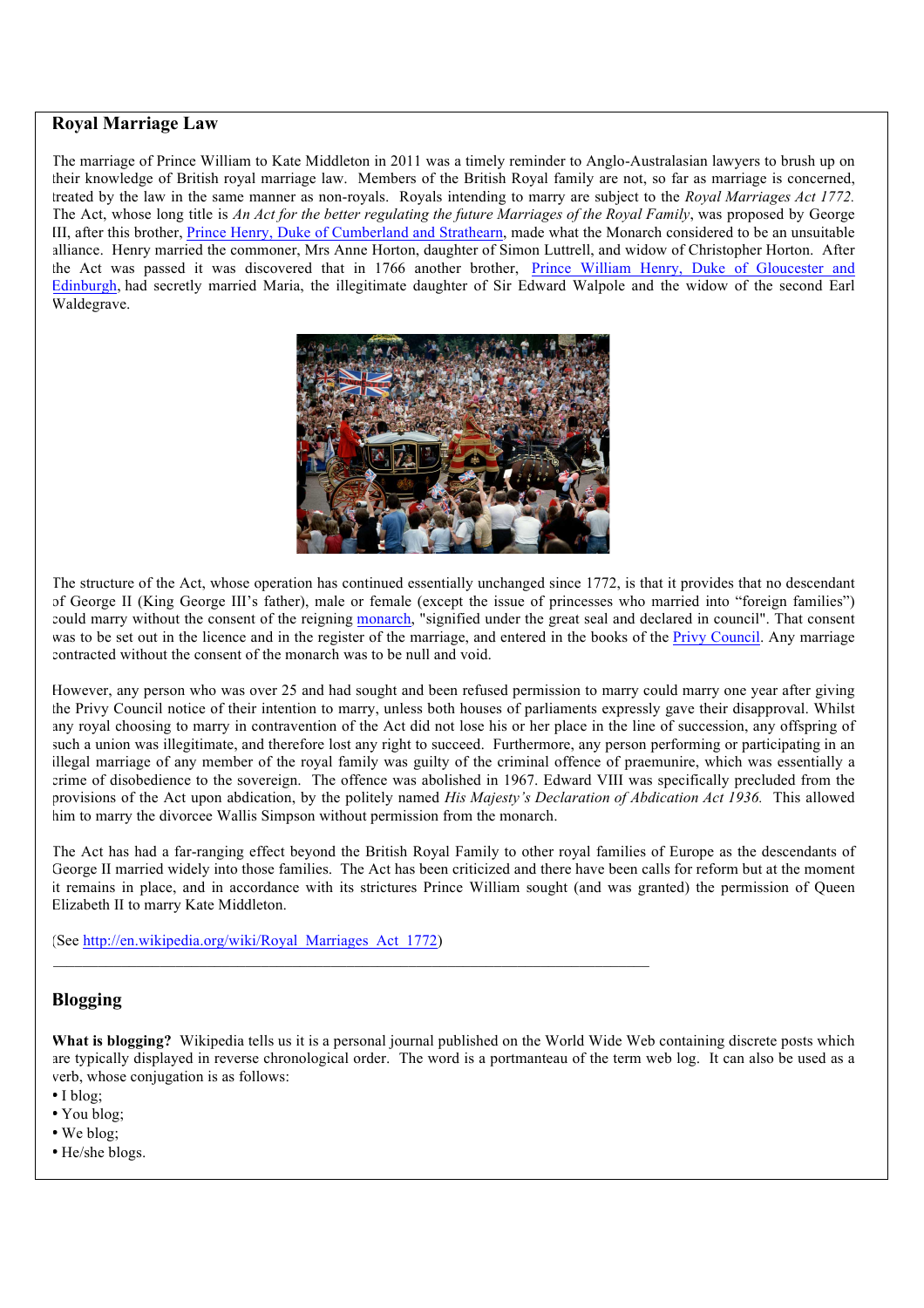## Royal Marriage Law

The marriage of Prince William to Kate Middleton in 2011 was a timely reminder to Anglo-Australasian lawyers to brush up on their knowledge of British royal marriage law. Members of the British Royal family are not, so far as marriage is concerned, treated by the law in the same manner as non-royals. Royals intending to marry are subject to the *Royal Marriages Act 1772.* The Act, whose long title is *An Act for the better regulating the future Marriages of the Royal Family*, was proposed by George III, after this brother, Prince Henry, Duke of Cumberland and Strathearn, made what the Monarch considered to be an unsuitable alliance. Henry married the commoner, Mrs Anne Horton, daughter of Simon Luttrell, and widow of Christopher Horton. After the Act was passed it was discovered that in 1766 another brother, Prince William Henry, Duke of Gloucester and Edinburgh, had secretly married Maria, the illegitimate daughter of Sir Edward Walpole and the widow of the second Earl Waldegrave.

The structure of the Act, whose operation has continued essentially unchanged since 1772, is that it provides that no descendant of George II (King George III's father), male or female (except the issue of princesses who married into "foreign families") could marry without the consent of the reigning monarch, "signified under the great seal and declared in council". That consent was to be set out in the licence and in the register of the marriage, and entered in the books of the Privy Council. Any marriage contracted without the consent of the monarch was to be null and void.

However, any person who was over 25 and had sought and been refused permission to marry could marry one year after giving the Privy Council notice of their intention to marry, unless both houses of parliaments expressly gave their disapproval. Whilst any royal choosing to marry in contravention of the Act did not lose his or her place in the line of succession, any offspring of such a union was illegitimate, and therefore lost any right to succeed. Furthermore, any person performing or participating in an illegal marriage of any member of the royal family was guilty of the criminal offence of praemunire, which was essentially a crime of disobedience to the sovereign. The offence was abolished in 1967. Edward VIII was specifically precluded from the provisions of the Act upon abdication, by the politely named *His Majesty's Declaration of Abdication Act 1936.* This allowed him to marry the divorcee Wallis Simpson without permission from the monarch.

The Act has had a far-ranging effect beyond the British Royal Family to other royal families of Europe as the descendants of George II married widely into those families. The Act has been criticized and there have been calls for reform but at the moment it remains in place, and in accordance with its strictures Prince William sought (and was granted) the permission of Queen Elizabeth II to marry Kate Middleton.

(See http://en.wikipedia.org/wiki/Royal_Marriages_Act_1772)

---

## Blogging

**What is blogging?** Wikipedia tells us it is a personal journal published on the World Wide Web containing discrete posts which are typically displayed in reverse chronological order. The word is a portmanteau of the term web log. It can also be used as a verb, whose conjugation is as follows:

- I blog;
- You blog;
- We blog;
- He/she blogs.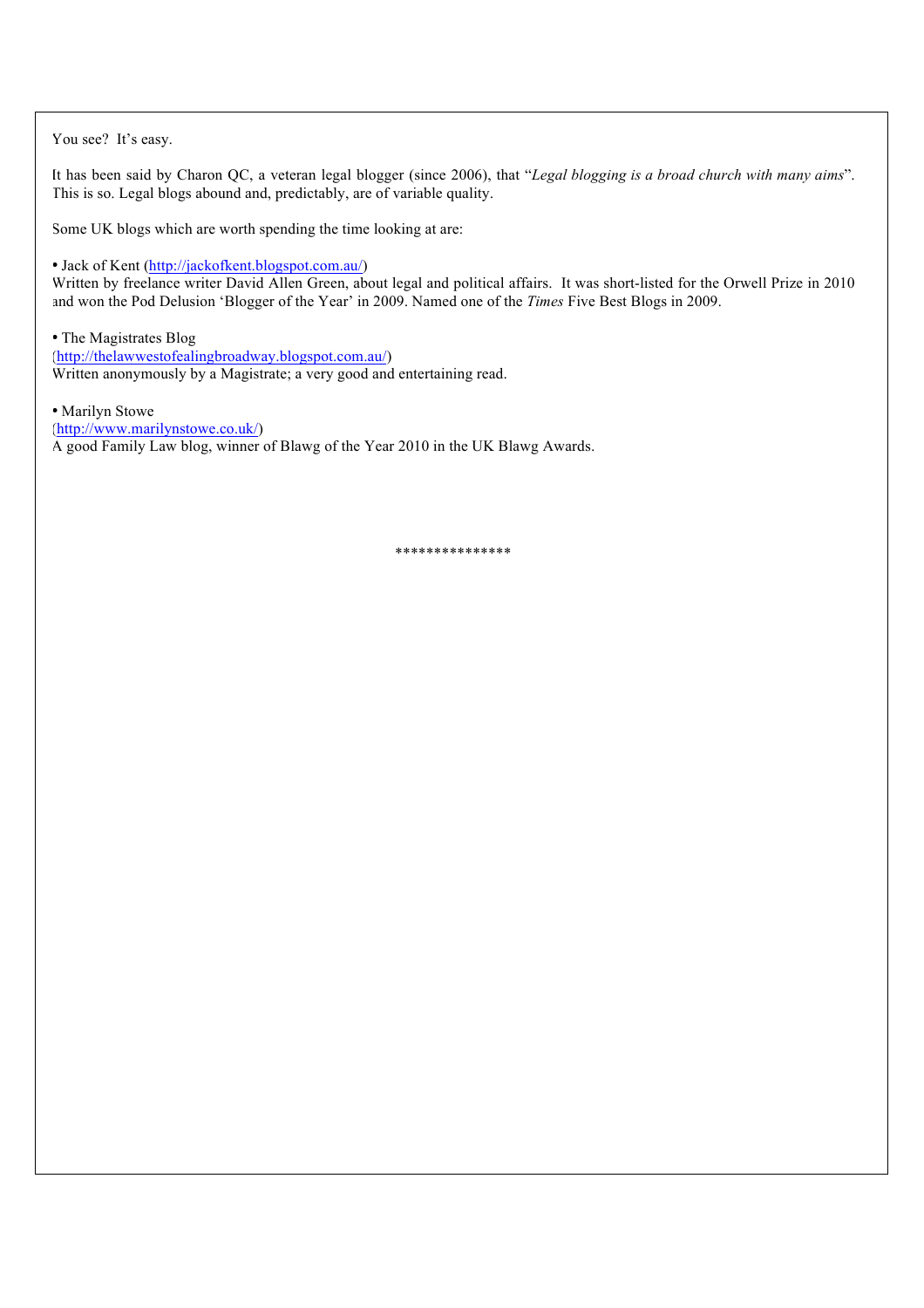You see? It's easy.

It has been said by Charon QC, a veteran legal blogger (since 2006), that "*Legal blogging is a broad church with many aims*". This is so. Legal blogs abound and, predictably, are of variable quality.

Some UK blogs which are worth spending the time looking at are:

• Jack of Kent (http://jackofkent.blogspot.com.au/)
Written by freelance writer David Allen Green, about legal and political affairs. It was short-listed for the Orwell Prize in 2010 and won the Pod Delusion 'Blogger of the Year' in 2009. Named one of the *Times* Five Best Blogs in 2009.

• The Magistrates Blog
(http://thelawwestofealingbroadway.blogspot.com.au/)
Written anonymously by a Magistrate; a very good and entertaining read.

• Marilyn Stowe
(http://www.marilynstowe.co.uk/)
A good Family Law blog, winner of Blawg of the Year 2010 in the UK Blawg Awards.

***************